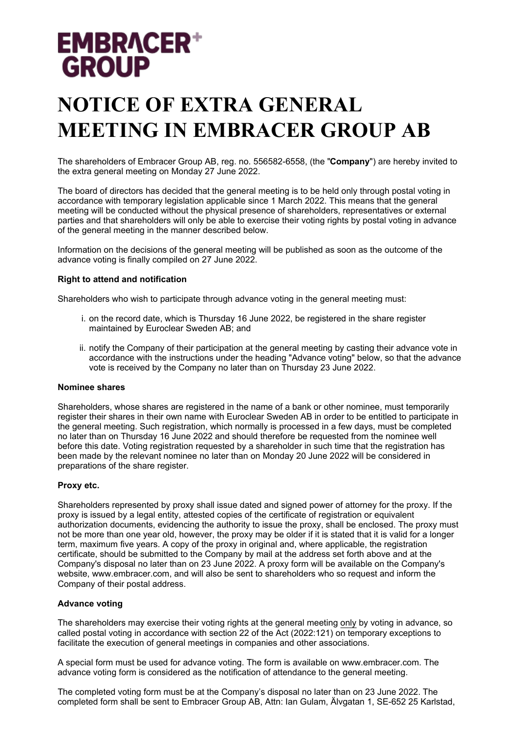EMBRACER+ GROUP

# NOTICE OF EXTRA GENERAL MEETING IN EMBRACER GROUP AB

The shareholders of Embracer Group AB, reg. no. 556582-6558, (the "**Company**") are hereby invited to the extra general meeting on Monday 27 June 2022.

The board of directors has decided that the general meeting is to be held only through postal voting in accordance with temporary legislation applicable since 1 March 2022. This means that the general meeting will be conducted without the physical presence of shareholders, representatives or external parties and that shareholders will only be able to exercise their voting rights by postal voting in advance of the general meeting in the manner described below.

Information on the decisions of the general meeting will be published as soon as the outcome of the advance voting is finally compiled on 27 June 2022.

**Right to attend and notification**

Shareholders who wish to participate through advance voting in the general meeting must:

i. on the record date, which is Thursday 16 June 2022, be registered in the share register maintained by Euroclear Sweden AB; and

ii. notify the Company of their participation at the general meeting by casting their advance vote in accordance with the instructions under the heading "Advance voting" below, so that the advance vote is received by the Company no later than on Thursday 23 June 2022.

**Nominee shares**

Shareholders, whose shares are registered in the name of a bank or other nominee, must temporarily register their shares in their own name with Euroclear Sweden AB in order to be entitled to participate in the general meeting. Such registration, which normally is processed in a few days, must be completed no later than on Thursday 16 June 2022 and should therefore be requested from the nominee well before this date. Voting registration requested by a shareholder in such time that the registration has been made by the relevant nominee no later than on Monday 20 June 2022 will be considered in preparations of the share register.

**Proxy etc.**

Shareholders represented by proxy shall issue dated and signed power of attorney for the proxy. If the proxy is issued by a legal entity, attested copies of the certificate of registration or equivalent authorization documents, evidencing the authority to issue the proxy, shall be enclosed. The proxy must not be more than one year old, however, the proxy may be older if it is stated that it is valid for a longer term, maximum five years. A copy of the proxy in original and, where applicable, the registration certificate, should be submitted to the Company by mail at the address set forth above and at the Company's disposal no later than on 23 June 2022. A proxy form will be available on the Company's website, www.embracer.com, and will also be sent to shareholders who so request and inform the Company of their postal address.

**Advance voting**

The shareholders may exercise their voting rights at the general meeting only by voting in advance, so called postal voting in accordance with section 22 of the Act (2022:121) on temporary exceptions to facilitate the execution of general meetings in companies and other associations.

A special form must be used for advance voting. The form is available on www.embracer.com. The advance voting form is considered as the notification of attendance to the general meeting.

The completed voting form must be at the Company's disposal no later than on 23 June 2022. The completed form shall be sent to Embracer Group AB, Attn: Ian Gulam, Älvgatan 1, SE-652 25 Karlstad,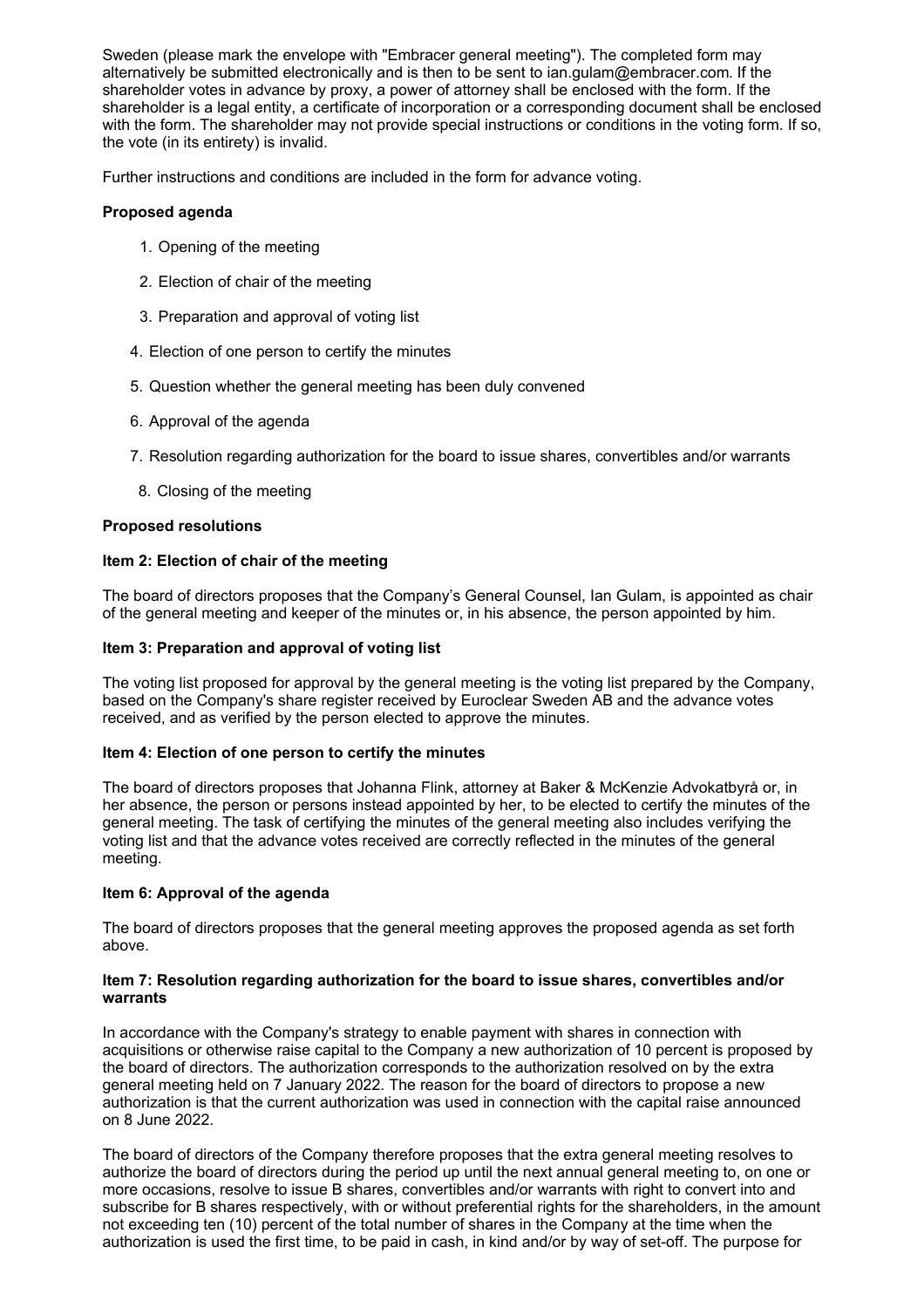Sweden (please mark the envelope with "Embracer general meeting"). The completed form may alternatively be submitted electronically and is then to be sent to ian.gulam@embracer.com. If the shareholder votes in advance by proxy, a power of attorney shall be enclosed with the form. If the shareholder is a legal entity, a certificate of incorporation or a corresponding document shall be enclosed with the form. The shareholder may not provide special instructions or conditions in the voting form. If so, the vote (in its entirety) is invalid.

Further instructions and conditions are included in the form for advance voting.

**Proposed agenda**

1. Opening of the meeting
2. Election of chair of the meeting
3. Preparation and approval of voting list
4. Election of one person to certify the minutes
5. Question whether the general meeting has been duly convened
6. Approval of the agenda
7. Resolution regarding authorization for the board to issue shares, convertibles and/or warrants
8. Closing of the meeting

**Proposed resolutions**

**Item 2: Election of chair of the meeting**

The board of directors proposes that the Company's General Counsel, Ian Gulam, is appointed as chair of the general meeting and keeper of the minutes or, in his absence, the person appointed by him.

**Item 3: Preparation and approval of voting list**

The voting list proposed for approval by the general meeting is the voting list prepared by the Company, based on the Company's share register received by Euroclear Sweden AB and the advance votes received, and as verified by the person elected to approve the minutes.

**Item 4: Election of one person to certify the minutes**

The board of directors proposes that Johanna Flink, attorney at Baker & McKenzie Advokatbyrå or, in her absence, the person or persons instead appointed by her, to be elected to certify the minutes of the general meeting. The task of certifying the minutes of the general meeting also includes verifying the voting list and that the advance votes received are correctly reflected in the minutes of the general meeting.

**Item 6: Approval of the agenda**

The board of directors proposes that the general meeting approves the proposed agenda as set forth above.

**Item 7: Resolution regarding authorization for the board to issue shares, convertibles and/or warrants**

In accordance with the Company's strategy to enable payment with shares in connection with acquisitions or otherwise raise capital to the Company a new authorization of 10 percent is proposed by the board of directors. The authorization corresponds to the authorization resolved on by the extra general meeting held on 7 January 2022. The reason for the board of directors to propose a new authorization is that the current authorization was used in connection with the capital raise announced on 8 June 2022.

The board of directors of the Company therefore proposes that the extra general meeting resolves to authorize the board of directors during the period up until the next annual general meeting to, on one or more occasions, resolve to issue B shares, convertibles and/or warrants with right to convert into and subscribe for B shares respectively, with or without preferential rights for the shareholders, in the amount not exceeding ten (10) percent of the total number of shares in the Company at the time when the authorization is used the first time, to be paid in cash, in kind and/or by way of set-off. The purpose for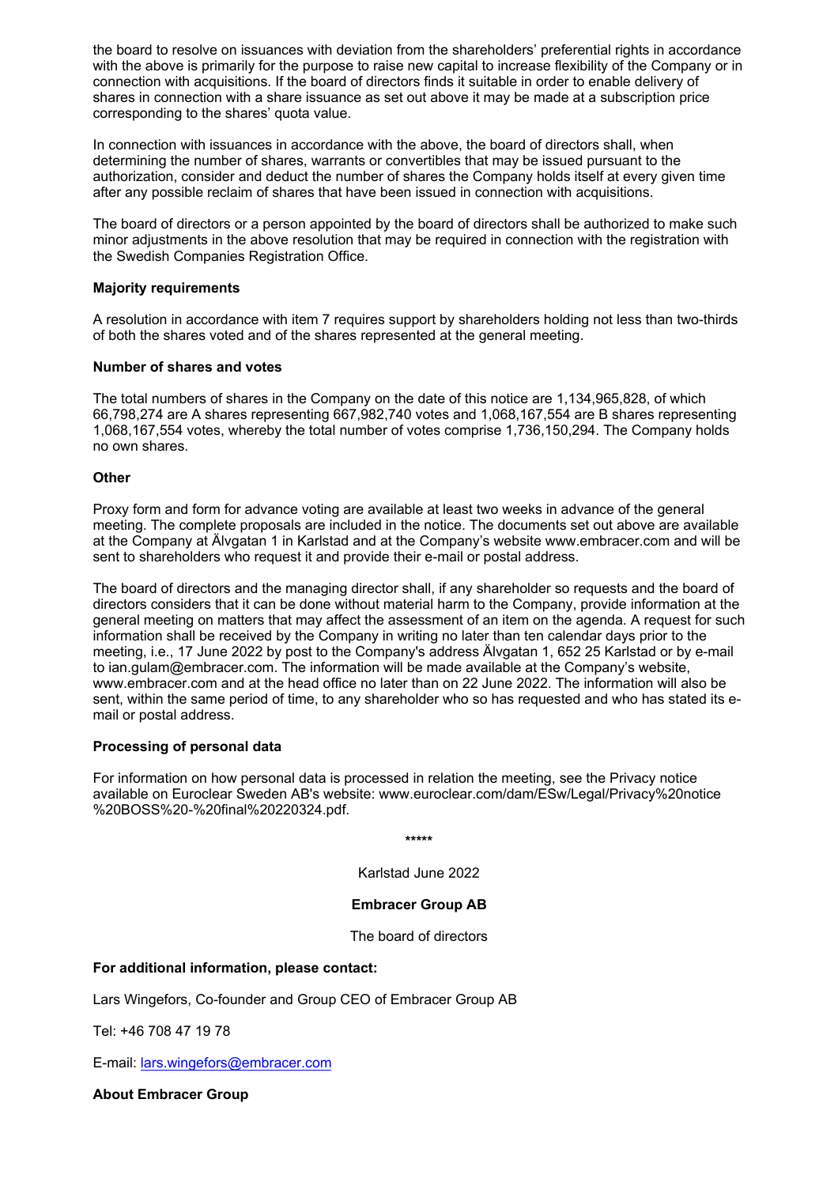the board to resolve on issuances with deviation from the shareholders' preferential rights in accordance with the above is primarily for the purpose to raise new capital to increase flexibility of the Company or in connection with acquisitions. If the board of directors finds it suitable in order to enable delivery of shares in connection with a share issuance as set out above it may be made at a subscription price corresponding to the shares' quota value.

In connection with issuances in accordance with the above, the board of directors shall, when determining the number of shares, warrants or convertibles that may be issued pursuant to the authorization, consider and deduct the number of shares the Company holds itself at every given time after any possible reclaim of shares that have been issued in connection with acquisitions.

The board of directors or a person appointed by the board of directors shall be authorized to make such minor adjustments in the above resolution that may be required in connection with the registration with the Swedish Companies Registration Office.

**Majority requirements**

A resolution in accordance with item 7 requires support by shareholders holding not less than two-thirds of both the shares voted and of the shares represented at the general meeting.

**Number of shares and votes**

The total numbers of shares in the Company on the date of this notice are 1,134,965,828, of which 66,798,274 are A shares representing 667,982,740 votes and 1,068,167,554 are B shares representing 1,068,167,554 votes, whereby the total number of votes comprise 1,736,150,294. The Company holds no own shares.

**Other**

Proxy form and form for advance voting are available at least two weeks in advance of the general meeting. The complete proposals are included in the notice. The documents set out above are available at the Company at Älvgatan 1 in Karlstad and at the Company's website www.embracer.com and will be sent to shareholders who request it and provide their e-mail or postal address.

The board of directors and the managing director shall, if any shareholder so requests and the board of directors considers that it can be done without material harm to the Company, provide information at the general meeting on matters that may affect the assessment of an item on the agenda. A request for such information shall be received by the Company in writing no later than ten calendar days prior to the meeting, i.e., 17 June 2022 by post to the Company's address Älvgatan 1, 652 25 Karlstad or by e-mail to ian.gulam@embracer.com. The information will be made available at the Company's website, www.embracer.com and at the head office no later than on 22 June 2022. The information will also be sent, within the same period of time, to any shareholder who so has requested and who has stated its e-mail or postal address.

**Processing of personal data**

For information on how personal data is processed in relation the meeting, see the Privacy notice available on Euroclear Sweden AB's website: www.euroclear.com/dam/ESw/Legal/Privacy%20notice%20BOSS%20-%20final%20220324.pdf.

*****

Karlstad June 2022

**Embracer Group AB**

The board of directors

**For additional information, please contact:**

Lars Wingefors, Co-founder and Group CEO of Embracer Group AB

Tel: +46 708 47 19 78

E-mail: lars.wingefors@embracer.com

**About Embracer Group**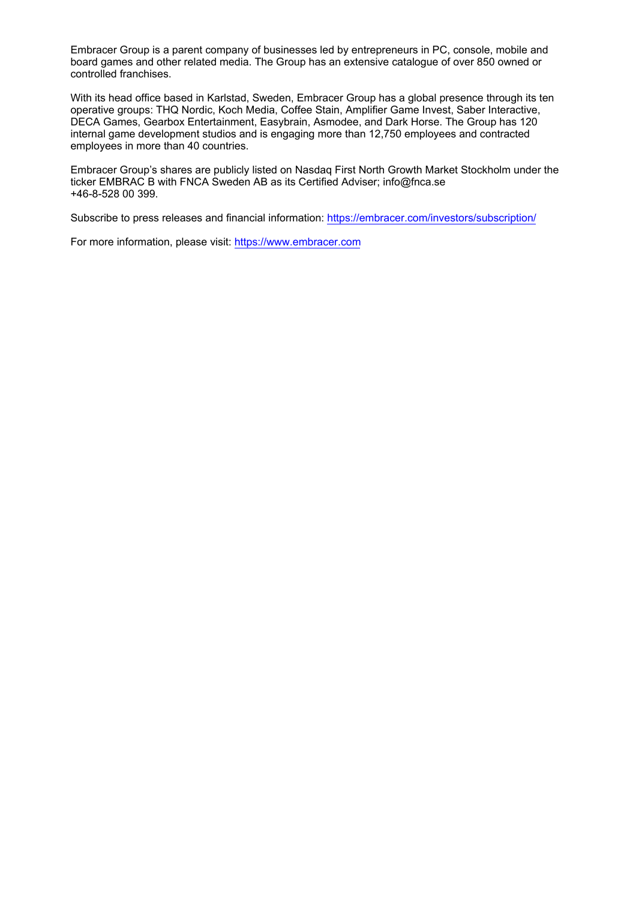Embracer Group is a parent company of businesses led by entrepreneurs in PC, console, mobile and board games and other related media. The Group has an extensive catalogue of over 850 owned or controlled franchises.

With its head office based in Karlstad, Sweden, Embracer Group has a global presence through its ten operative groups: THQ Nordic, Koch Media, Coffee Stain, Amplifier Game Invest, Saber Interactive, DECA Games, Gearbox Entertainment, Easybrain, Asmodee, and Dark Horse. The Group has 120 internal game development studios and is engaging more than 12,750 employees and contracted employees in more than 40 countries.

Embracer Group's shares are publicly listed on Nasdaq First North Growth Market Stockholm under the ticker EMBRAC B with FNCA Sweden AB as its Certified Adviser; info@fnca.se +46-8-528 00 399.

Subscribe to press releases and financial information: https://embracer.com/investors/subscription/

For more information, please visit: https://www.embracer.com